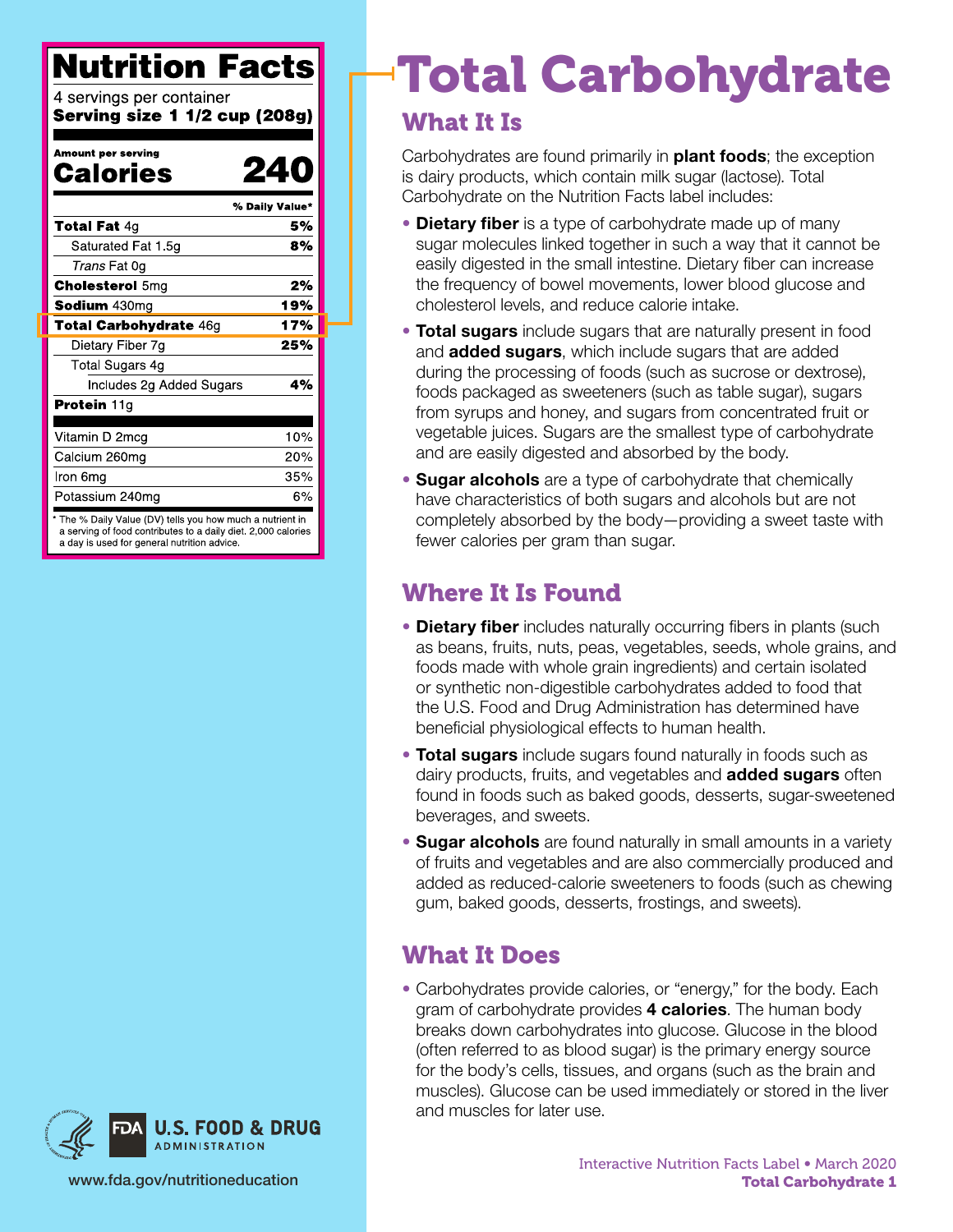## Nutrition Facts

4 servings per container
**Serving size 1 1/2 cup (208g)**

**Amount per serving**
**Calories 240**

| | % Daily Value* |
|---|---|
| **Total Fat** 4g | **5%** |
| Saturated Fat 1.5g | **8%** |
| *Trans* Fat 0g | |
| **Cholesterol** 5mg | **2%** |
| **Sodium** 430mg | **19%** |
| **Total Carbohydrate** 46g | **17%** |
| Dietary Fiber 7g | **25%** |
| Total Sugars 4g | |
| Includes 2g Added Sugars | **4%** |
| **Protein** 11g | |
| Vitamin D 2mcg | 10% |
| Calcium 260mg | 20% |
| Iron 6mg | 35% |
| Potassium 240mg | 6% |

* The % Daily Value (DV) tells you how much a nutrient in a serving of food contributes to a daily diet. 2,000 calories a day is used for general nutrition advice.

# Total Carbohydrate

## What It Is

Carbohydrates are found primarily in **plant foods**; the exception is dairy products, which contain milk sugar (lactose). Total Carbohydrate on the Nutrition Facts label includes:

- **Dietary fiber** is a type of carbohydrate made up of many sugar molecules linked together in such a way that it cannot be easily digested in the small intestine. Dietary fiber can increase the frequency of bowel movements, lower blood glucose and cholesterol levels, and reduce calorie intake.
- **Total sugars** include sugars that are naturally present in food and **added sugars**, which include sugars that are added during the processing of foods (such as sucrose or dextrose), foods packaged as sweeteners (such as table sugar), sugars from syrups and honey, and sugars from concentrated fruit or vegetable juices. Sugars are the smallest type of carbohydrate and are easily digested and absorbed by the body.
- **Sugar alcohols** are a type of carbohydrate that chemically have characteristics of both sugars and alcohols but are not completely absorbed by the body—providing a sweet taste with fewer calories per gram than sugar.

## Where It Is Found

- **Dietary fiber** includes naturally occurring fibers in plants (such as beans, fruits, nuts, peas, vegetables, seeds, whole grains, and foods made with whole grain ingredients) and certain isolated or synthetic non-digestible carbohydrates added to food that the U.S. Food and Drug Administration has determined have beneficial physiological effects to human health.
- **Total sugars** include sugars found naturally in foods such as dairy products, fruits, and vegetables and **added sugars** often found in foods such as baked goods, desserts, sugar-sweetened beverages, and sweets.
- **Sugar alcohols** are found naturally in small amounts in a variety of fruits and vegetables and are also commercially produced and added as reduced-calorie sweeteners to foods (such as chewing gum, baked goods, desserts, frostings, and sweets).

## What It Does

- Carbohydrates provide calories, or "energy," for the body. Each gram of carbohydrate provides **4 calories**. The human body breaks down carbohydrates into glucose. Glucose in the blood (often referred to as blood sugar) is the primary energy source for the body's cells, tissues, and organs (such as the brain and muscles). Glucose can be used immediately or stored in the liver and muscles for later use.

U.S. FOOD & DRUG ADMINISTRATION

www.fda.gov/nutritioneducation

Interactive Nutrition Facts Label • March 2020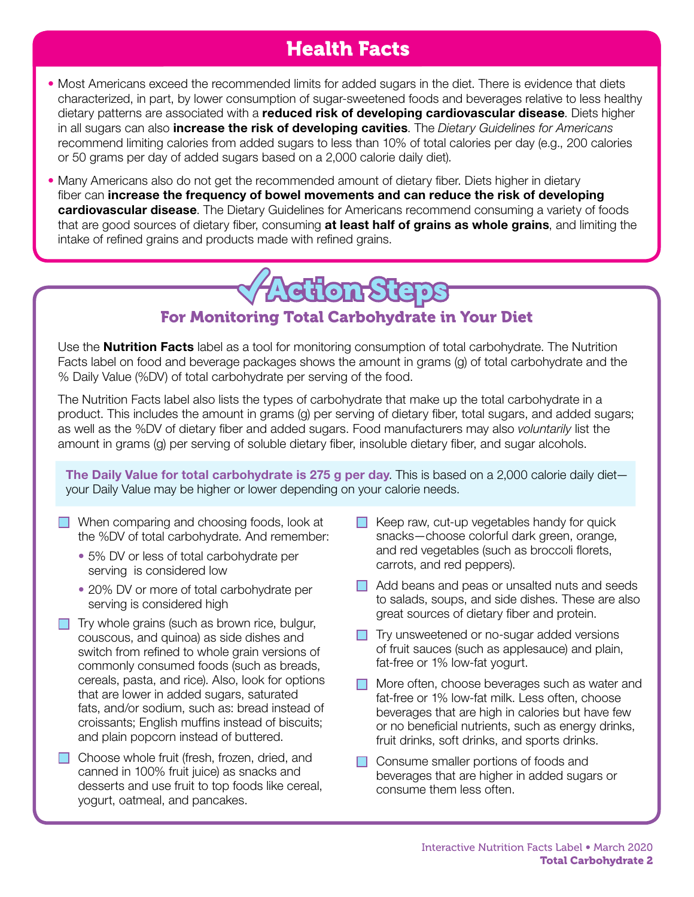## Health Facts

- Most Americans exceed the recommended limits for added sugars in the diet. There is evidence that diets characterized, in part, by lower consumption of sugar-sweetened foods and beverages relative to less healthy dietary patterns are associated with a **reduced risk of developing cardiovascular disease**. Diets higher in all sugars can also **increase the risk of developing cavities**. The *Dietary Guidelines for Americans* recommend limiting calories from added sugars to less than 10% of total calories per day (e.g., 200 calories or 50 grams per day of added sugars based on a 2,000 calorie daily diet).
- Many Americans also do not get the recommended amount of dietary fiber. Diets higher in dietary fiber can **increase the frequency of bowel movements and can reduce the risk of developing cardiovascular disease**. The Dietary Guidelines for Americans recommend consuming a variety of foods that are good sources of dietary fiber, consuming **at least half of grains as whole grains**, and limiting the intake of refined grains and products made with refined grains.

## ✓Action Steps

### For Monitoring Total Carbohydrate in Your Diet

Use the **Nutrition Facts** label as a tool for monitoring consumption of total carbohydrate. The Nutrition Facts label on food and beverage packages shows the amount in grams (g) of total carbohydrate and the % Daily Value (%DV) of total carbohydrate per serving of the food.

The Nutrition Facts label also lists the types of carbohydrate that make up the total carbohydrate in a product. This includes the amount in grams (g) per serving of dietary fiber, total sugars, and added sugars; as well as the %DV of dietary fiber and added sugars. Food manufacturers may also *voluntarily* list the amount in grams (g) per serving of soluble dietary fiber, insoluble dietary fiber, and sugar alcohols.

**The Daily Value for total carbohydrate is 275 g per day**. This is based on a 2,000 calorie daily diet—your Daily Value may be higher or lower depending on your calorie needs.

- [ ] When comparing and choosing foods, look at the %DV of total carbohydrate. And remember:
  - 5% DV or less of total carbohydrate per serving is considered low
  - 20% DV or more of total carbohydrate per serving is considered high
- [ ] Try whole grains (such as brown rice, bulgur, couscous, and quinoa) as side dishes and switch from refined to whole grain versions of commonly consumed foods (such as breads, cereals, pasta, and rice). Also, look for options that are lower in added sugars, saturated fats, and/or sodium, such as: bread instead of croissants; English muffins instead of biscuits; and plain popcorn instead of buttered.
- [ ] Choose whole fruit (fresh, frozen, dried, and canned in 100% fruit juice) as snacks and desserts and use fruit to top foods like cereal, yogurt, oatmeal, and pancakes.
- [ ] Keep raw, cut-up vegetables handy for quick snacks—choose colorful dark green, orange, and red vegetables (such as broccoli florets, carrots, and red peppers).
- [ ] Add beans and peas or unsalted nuts and seeds to salads, soups, and side dishes. These are also great sources of dietary fiber and protein.
- [ ] Try unsweetened or no-sugar added versions of fruit sauces (such as applesauce) and plain, fat-free or 1% low-fat yogurt.
- [ ] More often, choose beverages such as water and fat-free or 1% low-fat milk. Less often, choose beverages that are high in calories but have few or no beneficial nutrients, such as energy drinks, fruit drinks, soft drinks, and sports drinks.
- [ ] Consume smaller portions of foods and beverages that are higher in added sugars or consume them less often.